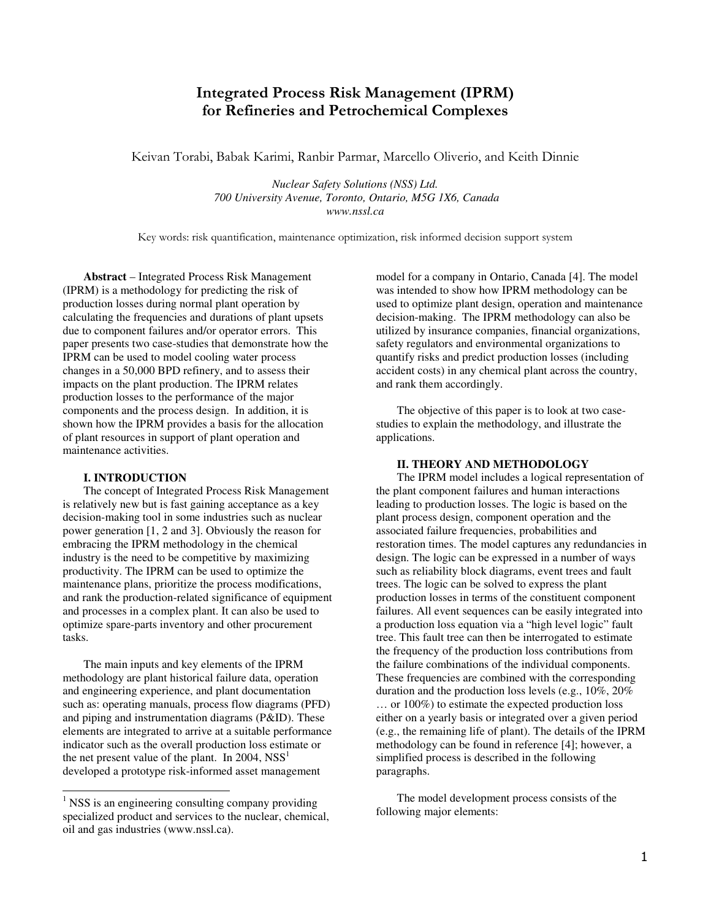# Integrated Process Risk Management (IPRM) for Refineries and Petrochemical Complexes

Keivan Torabi, Babak Karimi, Ranbir Parmar, Marcello Oliverio, and Keith Dinnie

*Nuclear Safety Solutions (NSS) Ltd.*
*700 University Avenue, Toronto, Ontario, M5G 1X6, Canada*
*www.nssl.ca*

Key words: risk quantification, maintenance optimization, risk informed decision support system

**Abstract** – Integrated Process Risk Management (IPRM) is a methodology for predicting the risk of production losses during normal plant operation by calculating the frequencies and durations of plant upsets due to component failures and/or operator errors. This paper presents two case-studies that demonstrate how the IPRM can be used to model cooling water process changes in a 50,000 BPD refinery, and to assess their impacts on the plant production. The IPRM relates production losses to the performance of the major components and the process design. In addition, it is shown how the IPRM provides a basis for the allocation of plant resources in support of plant operation and maintenance activities.

## I. INTRODUCTION

The concept of Integrated Process Risk Management is relatively new but is fast gaining acceptance as a key decision-making tool in some industries such as nuclear power generation [1, 2 and 3]. Obviously the reason for embracing the IPRM methodology in the chemical industry is the need to be competitive by maximizing productivity. The IPRM can be used to optimize the maintenance plans, prioritize the process modifications, and rank the production-related significance of equipment and processes in a complex plant. It can also be used to optimize spare-parts inventory and other procurement tasks.

The main inputs and key elements of the IPRM methodology are plant historical failure data, operation and engineering experience, and plant documentation such as: operating manuals, process flow diagrams (PFD) and piping and instrumentation diagrams (P&ID). These elements are integrated to arrive at a suitable performance indicator such as the overall production loss estimate or the net present value of the plant. In 2004, NSS[1] developed a prototype risk-informed asset management model for a company in Ontario, Canada [4]. The model was intended to show how IPRM methodology can be used to optimize plant design, operation and maintenance decision-making. The IPRM methodology can also be utilized by insurance companies, financial organizations, safety regulators and environmental organizations to quantify risks and predict production losses (including accident costs) in any chemical plant across the country, and rank them accordingly.

The objective of this paper is to look at two case-studies to explain the methodology, and illustrate the applications.

## II. THEORY AND METHODOLOGY

The IPRM model includes a logical representation of the plant component failures and human interactions leading to production losses. The logic is based on the plant process design, component operation and the associated failure frequencies, probabilities and restoration times. The model captures any redundancies in design. The logic can be expressed in a number of ways such as reliability block diagrams, event trees and fault trees. The logic can be solved to express the plant production losses in terms of the constituent component failures. All event sequences can be easily integrated into a production loss equation via a "high level logic" fault tree. This fault tree can then be interrogated to estimate the frequency of the production loss contributions from the failure combinations of the individual components. These frequencies are combined with the corresponding duration and the production loss levels (e.g., 10%, 20% … or 100%) to estimate the expected production loss either on a yearly basis or integrated over a given period (e.g., the remaining life of plant). The details of the IPRM methodology can be found in reference [4]; however, a simplified process is described in the following paragraphs.

The model development process consists of the following major elements:

---

[1] NSS is an engineering consulting company providing specialized product and services to the nuclear, chemical, oil and gas industries (www.nssl.ca).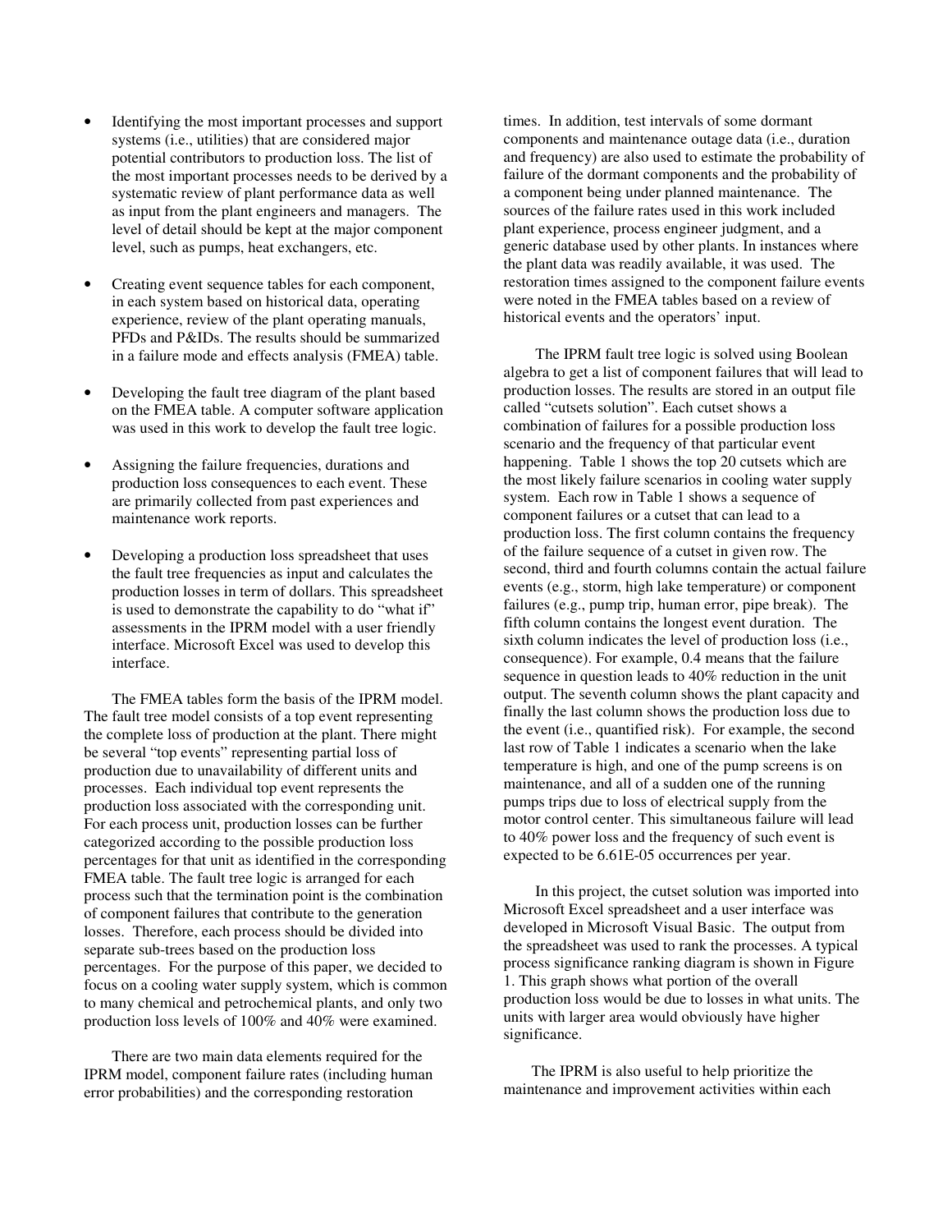- Identifying the most important processes and support systems (i.e., utilities) that are considered major potential contributors to production loss. The list of the most important processes needs to be derived by a systematic review of plant performance data as well as input from the plant engineers and managers. The level of detail should be kept at the major component level, such as pumps, heat exchangers, etc.

- Creating event sequence tables for each component, in each system based on historical data, operating experience, review of the plant operating manuals, PFDs and P&IDs. The results should be summarized in a failure mode and effects analysis (FMEA) table.

- Developing the fault tree diagram of the plant based on the FMEA table. A computer software application was used in this work to develop the fault tree logic.

- Assigning the failure frequencies, durations and production loss consequences to each event. These are primarily collected from past experiences and maintenance work reports.

- Developing a production loss spreadsheet that uses the fault tree frequencies as input and calculates the production losses in term of dollars. This spreadsheet is used to demonstrate the capability to do "what if" assessments in the IPRM model with a user friendly interface. Microsoft Excel was used to develop this interface.

The FMEA tables form the basis of the IPRM model. The fault tree model consists of a top event representing the complete loss of production at the plant. There might be several "top events" representing partial loss of production due to unavailability of different units and processes. Each individual top event represents the production loss associated with the corresponding unit. For each process unit, production losses can be further categorized according to the possible production loss percentages for that unit as identified in the corresponding FMEA table. The fault tree logic is arranged for each process such that the termination point is the combination of component failures that contribute to the generation losses. Therefore, each process should be divided into separate sub-trees based on the production loss percentages. For the purpose of this paper, we decided to focus on a cooling water supply system, which is common to many chemical and petrochemical plants, and only two production loss levels of 100% and 40% were examined.

There are two main data elements required for the IPRM model, component failure rates (including human error probabilities) and the corresponding restoration times. In addition, test intervals of some dormant components and maintenance outage data (i.e., duration and frequency) are also used to estimate the probability of failure of the dormant components and the probability of a component being under planned maintenance. The sources of the failure rates used in this work included plant experience, process engineer judgment, and a generic database used by other plants. In instances where the plant data was readily available, it was used. The restoration times assigned to the component failure events were noted in the FMEA tables based on a review of historical events and the operators' input.

The IPRM fault tree logic is solved using Boolean algebra to get a list of component failures that will lead to production losses. The results are stored in an output file called "cutsets solution". Each cutset shows a combination of failures for a possible production loss scenario and the frequency of that particular event happening. Table 1 shows the top 20 cutsets which are the most likely failure scenarios in cooling water supply system. Each row in Table 1 shows a sequence of component failures or a cutset that can lead to a production loss. The first column contains the frequency of the failure sequence of a cutset in given row. The second, third and fourth columns contain the actual failure events (e.g., storm, high lake temperature) or component failures (e.g., pump trip, human error, pipe break). The fifth column contains the longest event duration. The sixth column indicates the level of production loss (i.e., consequence). For example, 0.4 means that the failure sequence in question leads to 40% reduction in the unit output. The seventh column shows the plant capacity and finally the last column shows the production loss due to the event (i.e., quantified risk). For example, the second last row of Table 1 indicates a scenario when the lake temperature is high, and one of the pump screens is on maintenance, and all of a sudden one of the running pumps trips due to loss of electrical supply from the motor control center. This simultaneous failure will lead to 40% power loss and the frequency of such event is expected to be 6.61E-05 occurrences per year.

In this project, the cutset solution was imported into Microsoft Excel spreadsheet and a user interface was developed in Microsoft Visual Basic. The output from the spreadsheet was used to rank the processes. A typical process significance ranking diagram is shown in Figure 1. This graph shows what portion of the overall production loss would be due to losses in what units. The units with larger area would obviously have higher significance.

The IPRM is also useful to help prioritize the maintenance and improvement activities within each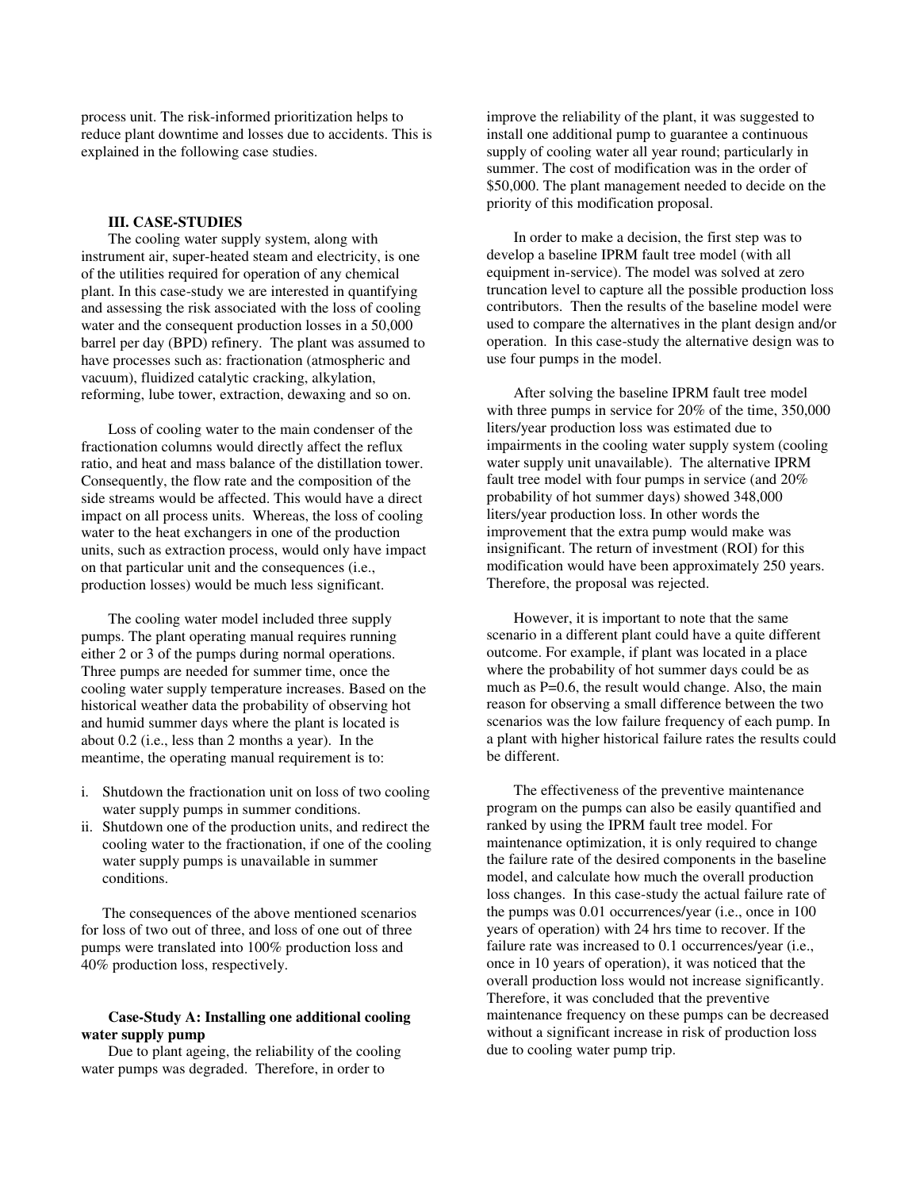process unit. The risk-informed prioritization helps to reduce plant downtime and losses due to accidents. This is explained in the following case studies.

## III. CASE-STUDIES

The cooling water supply system, along with instrument air, super-heated steam and electricity, is one of the utilities required for operation of any chemical plant. In this case-study we are interested in quantifying and assessing the risk associated with the loss of cooling water and the consequent production losses in a 50,000 barrel per day (BPD) refinery. The plant was assumed to have processes such as: fractionation (atmospheric and vacuum), fluidized catalytic cracking, alkylation, reforming, lube tower, extraction, dewaxing and so on.

Loss of cooling water to the main condenser of the fractionation columns would directly affect the reflux ratio, and heat and mass balance of the distillation tower. Consequently, the flow rate and the composition of the side streams would be affected. This would have a direct impact on all process units. Whereas, the loss of cooling water to the heat exchangers in one of the production units, such as extraction process, would only have impact on that particular unit and the consequences (i.e., production losses) would be much less significant.

The cooling water model included three supply pumps. The plant operating manual requires running either 2 or 3 of the pumps during normal operations. Three pumps are needed for summer time, once the cooling water supply temperature increases. Based on the historical weather data the probability of observing hot and humid summer days where the plant is located is about 0.2 (i.e., less than 2 months a year). In the meantime, the operating manual requirement is to:

i. Shutdown the fractionation unit on loss of two cooling water supply pumps in summer conditions.
ii. Shutdown one of the production units, and redirect the cooling water to the fractionation, if one of the cooling water supply pumps is unavailable in summer conditions.

The consequences of the above mentioned scenarios for loss of two out of three, and loss of one out of three pumps were translated into 100% production loss and 40% production loss, respectively.

### Case-Study A: Installing one additional cooling water supply pump

Due to plant ageing, the reliability of the cooling water pumps was degraded. Therefore, in order to improve the reliability of the plant, it was suggested to install one additional pump to guarantee a continuous supply of cooling water all year round; particularly in summer. The cost of modification was in the order of $50,000. The plant management needed to decide on the priority of this modification proposal.

In order to make a decision, the first step was to develop a baseline IPRM fault tree model (with all equipment in-service). The model was solved at zero truncation level to capture all the possible production loss contributors. Then the results of the baseline model were used to compare the alternatives in the plant design and/or operation. In this case-study the alternative design was to use four pumps in the model.

After solving the baseline IPRM fault tree model with three pumps in service for 20% of the time, 350,000 liters/year production loss was estimated due to impairments in the cooling water supply system (cooling water supply unit unavailable). The alternative IPRM fault tree model with four pumps in service (and 20% probability of hot summer days) showed 348,000 liters/year production loss. In other words the improvement that the extra pump would make was insignificant. The return of investment (ROI) for this modification would have been approximately 250 years. Therefore, the proposal was rejected.

However, it is important to note that the same scenario in a different plant could have a quite different outcome. For example, if plant was located in a place where the probability of hot summer days could be as much as P=0.6, the result would change. Also, the main reason for observing a small difference between the two scenarios was the low failure frequency of each pump. In a plant with higher historical failure rates the results could be different.

The effectiveness of the preventive maintenance program on the pumps can also be easily quantified and ranked by using the IPRM fault tree model. For maintenance optimization, it is only required to change the failure rate of the desired components in the baseline model, and calculate how much the overall production loss changes. In this case-study the actual failure rate of the pumps was 0.01 occurrences/year (i.e., once in 100 years of operation) with 24 hrs time to recover. If the failure rate was increased to 0.1 occurrences/year (i.e., once in 10 years of operation), it was noticed that the overall production loss would not increase significantly. Therefore, it was concluded that the preventive maintenance frequency on these pumps can be decreased without a significant increase in risk of production loss due to cooling water pump trip.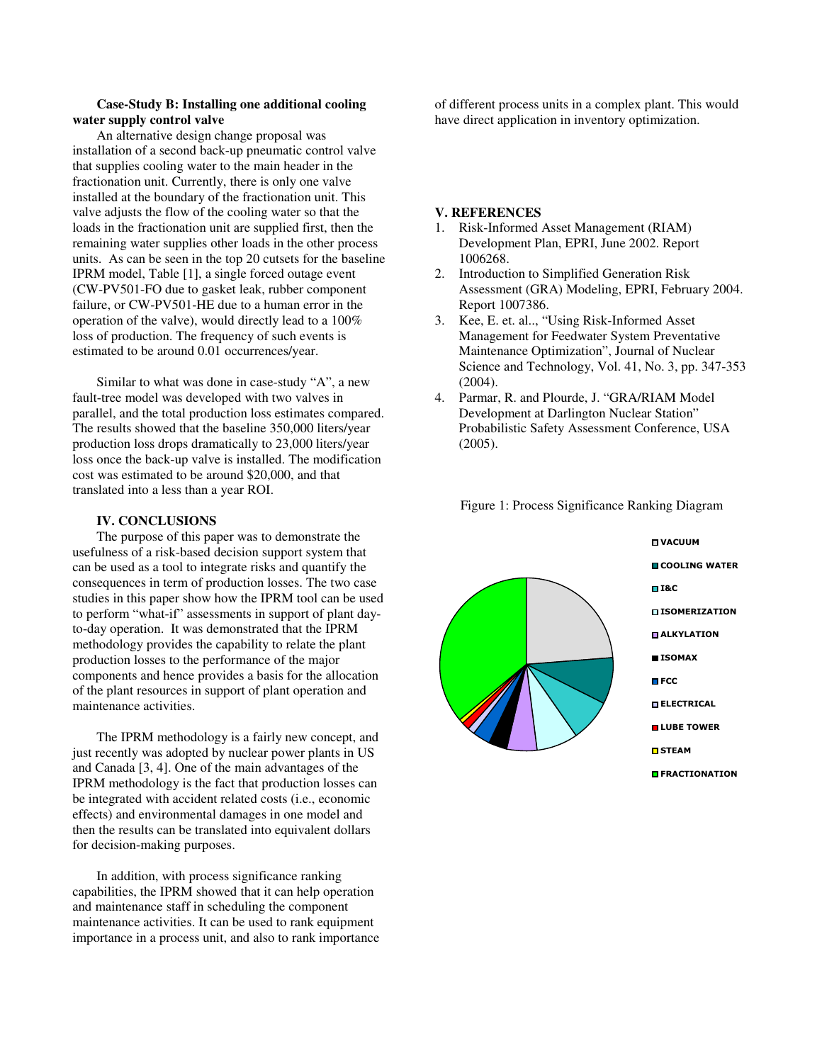**Case-Study B: Installing one additional cooling water supply control valve**

An alternative design change proposal was installation of a second back-up pneumatic control valve that supplies cooling water to the main header in the fractionation unit. Currently, there is only one valve installed at the boundary of the fractionation unit. This valve adjusts the flow of the cooling water so that the loads in the fractionation unit are supplied first, then the remaining water supplies other loads in the other process units. As can be seen in the top 20 cutsets for the baseline IPRM model, Table [1], a single forced outage event (CW-PV501-FO due to gasket leak, rubber component failure, or CW-PV501-HE due to a human error in the operation of the valve), would directly lead to a 100% loss of production. The frequency of such events is estimated to be around 0.01 occurrences/year.

Similar to what was done in case-study "A", a new fault-tree model was developed with two valves in parallel, and the total production loss estimates compared. The results showed that the baseline 350,000 liters/year production loss drops dramatically to 23,000 liters/year loss once the back-up valve is installed. The modification cost was estimated to be around $20,000, and that translated into a less than a year ROI.

## IV. CONCLUSIONS

The purpose of this paper was to demonstrate the usefulness of a risk-based decision support system that can be used as a tool to integrate risks and quantify the consequences in term of production losses. The two case studies in this paper show how the IPRM tool can be used to perform "what-if" assessments in support of plant day-to-day operation. It was demonstrated that the IPRM methodology provides the capability to relate the plant production losses to the performance of the major components and hence provides a basis for the allocation of the plant resources in support of plant operation and maintenance activities.

The IPRM methodology is a fairly new concept, and just recently was adopted by nuclear power plants in US and Canada [3, 4]. One of the main advantages of the IPRM methodology is the fact that production losses can be integrated with accident related costs (i.e., economic effects) and environmental damages in one model and then the results can be translated into equivalent dollars for decision-making purposes.

In addition, with process significance ranking capabilities, the IPRM showed that it can help operation and maintenance staff in scheduling the component maintenance activities. It can be used to rank equipment importance in a process unit, and also to rank importance of different process units in a complex plant. This would have direct application in inventory optimization.

## V. REFERENCES

1. Risk-Informed Asset Management (RIAM) Development Plan, EPRI, June 2002. Report 1006268.
2. Introduction to Simplified Generation Risk Assessment (GRA) Modeling, EPRI, February 2004. Report 1007386.
3. Kee, E. et. al.., "Using Risk-Informed Asset Management for Feedwater System Preventative Maintenance Optimization", Journal of Nuclear Science and Technology, Vol. 41, No. 3, pp. 347-353 (2004).
4. Parmar, R. and Plourde, J. "GRA/RIAM Model Development at Darlington Nuclear Station" Probabilistic Safety Assessment Conference, USA (2005).

Figure 1: Process Significance Ranking Diagram

VACUUM, COOLING WATER, I&C, ISOMERIZATION, ALKYLATION, ISOMAX, FCC, ELECTRICAL, LUBE TOWER, STEAM, FRACTIONATION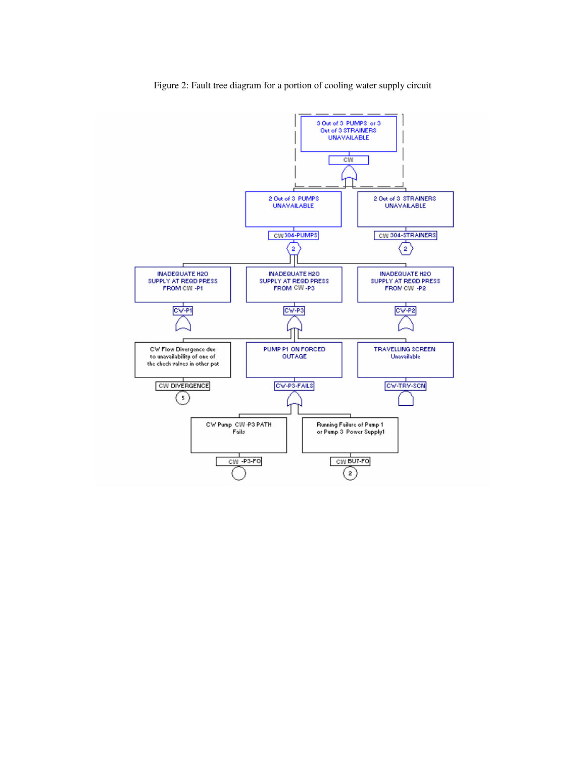Figure 2: Fault tree diagram for a portion of cooling water supply circuit

- 3 Out of 3 PUMPS or 3 Out of 3 STRAINERS UNAVAILABLE (CW)
  - 2 Out of 3 PUMPS UNAVAILABLE (CW304-PUMPS) — 2
    - INADEQUATE H2O SUPPLY AT REQD PRESS FROM CW -P1 (CW-P1)
    - INADEQUATE H2O SUPPLY AT REQD PRESS FROM CW -P3 (CW-P3)
      - CW Flow Divergence due to unavailability of one of the check valves in other pat (CW DIVERGENCE) — 5
      - PUMP P1 ON FORCED OUTAGE (CW-P3-FAILS)
        - CW Pump CW -P3 PATH Fails (CW -P3-FO)
        - Running Failure of Pump 1 or Pump 3 Power Supply1 (CW BU7-FO) — 2
      - TRAVELLING SCREEN Unavailable (CW-TRV-SCN)
    - INADEQUATE H2O SUPPLY AT REQD PRESS FROM CW -P2 (CW-P2)
  - 2 Out of 3 STRAINERS UNAVAILABLE (CW 304-STRAINERS) — 2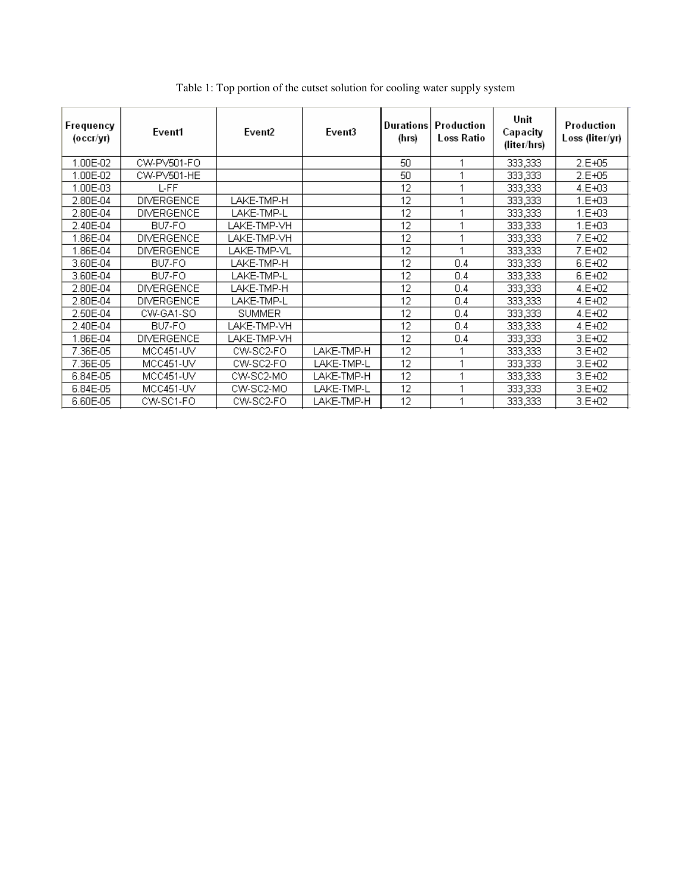Table 1: Top portion of the cutset solution for cooling water supply system

| Frequency (occr/yr) | Event1 | Event2 | Event3 | Durations (hrs) | Production Loss Ratio | Unit Capacity (liter/hrs) | Production Loss (liter/yr) |
|---|---|---|---|---|---|---|---|
| 1.00E-02 | CW-PV501-FO | | | 50 | 1 | 333,333 | 2.E+05 |
| 1.00E-02 | CW-PV501-HE | | | 50 | 1 | 333,333 | 2.E+05 |
| 1.00E-03 | L-FF | | | 12 | 1 | 333,333 | 4.E+03 |
| 2.80E-04 | DIVERGENCE | LAKE-TMP-H | | 12 | 1 | 333,333 | 1.E+03 |
| 2.80E-04 | DIVERGENCE | LAKE-TMP-L | | 12 | 1 | 333,333 | 1.E+03 |
| 2.40E-04 | BU7-FO | LAKE-TMP-VH | | 12 | 1 | 333,333 | 1.E+03 |
| 1.86E-04 | DIVERGENCE | LAKE-TMP-VH | | 12 | 1 | 333,333 | 7.E+02 |
| 1.86E-04 | DIVERGENCE | LAKE-TMP-VL | | 12 | 1 | 333,333 | 7.E+02 |
| 3.60E-04 | BU7-FO | LAKE-TMP-H | | 12 | 0.4 | 333,333 | 6.E+02 |
| 3.60E-04 | BU7-FO | LAKE-TMP-L | | 12 | 0.4 | 333,333 | 6.E+02 |
| 2.80E-04 | DIVERGENCE | LAKE-TMP-H | | 12 | 0.4 | 333,333 | 4.E+02 |
| 2.80E-04 | DIVERGENCE | LAKE-TMP-L | | 12 | 0.4 | 333,333 | 4.E+02 |
| 2.50E-04 | CW-GA1-SO | SUMMER | | 12 | 0.4 | 333,333 | 4.E+02 |
| 2.40E-04 | BU7-FO | LAKE-TMP-VH | | 12 | 0.4 | 333,333 | 4.E+02 |
| 1.86E-04 | DIVERGENCE | LAKE-TMP-VH | | 12 | 0.4 | 333,333 | 3.E+02 |
| 7.36E-05 | MCC451-UV | CW-SC2-FO | LAKE-TMP-H | 12 | 1 | 333,333 | 3.E+02 |
| 7.36E-05 | MCC451-UV | CW-SC2-FO | LAKE-TMP-L | 12 | 1 | 333,333 | 3.E+02 |
| 6.84E-05 | MCC451-UV | CW-SC2-MO | LAKE-TMP-H | 12 | 1 | 333,333 | 3.E+02 |
| 6.84E-05 | MCC451-UV | CW-SC2-MO | LAKE-TMP-L | 12 | 1 | 333,333 | 3.E+02 |
| 6.60E-05 | CW-SC1-FO | CW-SC2-FO | LAKE-TMP-H | 12 | 1 | 333,333 | 3.E+02 |